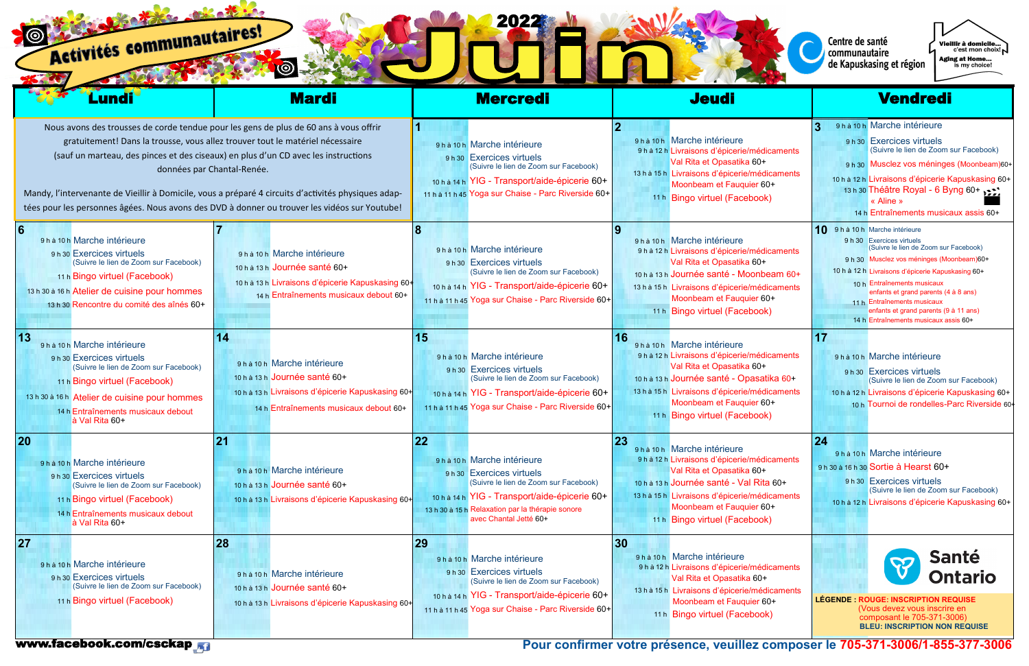# Activités communautaires! 2022 Juin

Centre de santé communautaire de Kapuskasing et région

Vieillir à domicile... c'est mon choix! Aging at Home... is my choice!

| Lundi | Mardi | Mercredi | Jeudi | Vendredi |
|---|---|---|---|---|
| Nous avons des trousses de corde tendue pour les gens de plus de 60 ans à vous offrir gratuitement! Dans la trousse, vous allez trouver tout le matériel nécessaire (sauf un marteau, des pinces et des ciseaux) en plus d'un CD avec les instructions données par Chantal-Renée. Mandy, l'intervenante de Vieillir à Domicile, vous a préparé 4 circuits d'activités physiques adaptées pour les personnes âgées. Nous avons des DVD à donner ou trouver les vidéos sur Youtube! | | **1**<br>9 h à 10 h Marche intérieure<br>9 h 30 Exercices virtuels (Suivre le lien de Zoom sur Facebook)<br>10 h à 14 h YIG - Transport/aide-épicerie 60+<br>11 h à 11 h 45 Yoga sur Chaise - Parc Riverside 60+ | **2**<br>9 h à 10 h Marche intérieure<br>9 h à 12 h Livraisons d'épicerie/médicaments Val Rita et Opasatika 60+<br>13 h à 15 h Livraisons d'épicerie/médicaments Moonbeam et Fauquier 60+<br>11 h Bingo virtuel (Facebook) | **3**<br>9 h à 10 h Marche intérieure<br>9 h 30 Exercices virtuels (Suivre le lien de Zoom sur Facebook)<br>9 h 30 Musclez vos méninges (Moonbeam) 60+<br>10 h à 12 h Livraisons d'épicerie Kapuskasing 60+<br>13 h 30 Théâtre Royal - 6 Byng 60+ « Aline »<br>14 h Entraînements musicaux assis 60+ |
| **6**<br>9 h à 10 h Marche intérieure<br>9 h 30 Exercices virtuels (Suivre le lien de Zoom sur Facebook)<br>11 h Bingo virtuel (Facebook)<br>13 h 30 à 16 h Atelier de cuisine pour hommes<br>13 h 30 Rencontre du comité des aînés 60+ | **7**<br>9 h à 10 h Marche intérieure<br>10 h à 13 h Journée santé 60+<br>10 h à 13 h Livraisons d'épicerie Kapuskasing 60+<br>14 h Entraînements musicaux debout 60+ | **8**<br>9 h à 10 h Marche intérieure<br>9 h 30 Exercices virtuels (Suivre le lien de Zoom sur Facebook)<br>10 h à 14 h YIG - Transport/aide-épicerie 60+<br>11 h à 11 h 45 Yoga sur Chaise - Parc Riverside 60+ | **9**<br>9 h à 10 h Marche intérieure<br>9 h à 12 h Livraisons d'épicerie/médicaments Val Rita et Opasatika 60+<br>10 h à 13 h Journée santé - Moonbeam 60+<br>13 h à 15 h Livraisons d'épicerie/médicaments Moonbeam et Fauquier 60+<br>11 h Bingo virtuel (Facebook) | **10**<br>9 h à 10 h Marche intérieure<br>9 h 30 Exercices virtuels (Suivre le lien de Zoom sur Facebook)<br>9 h 30 Musclez vos méninges (Moonbeam) 60+<br>10 h à 12 h Livraisons d'épicerie Kapuskasing 60+<br>10 h Entraînements musicaux enfants et grand parents (4 à 8 ans)<br>11 h Entraînements musicaux enfants et grand parents (9 à 11 ans)<br>14 h Entraînements musicaux assis 60+ |
| **13**<br>9 h à 10 h Marche intérieure<br>9 h 30 Exercices virtuels (Suivre le lien de Zoom sur Facebook)<br>11 h Bingo virtuel (Facebook)<br>13 h 30 à 16 h Atelier de cuisine pour hommes<br>14 h Entraînements musicaux debout à Val Rita 60+ | **14**<br>9 h à 10 h Marche intérieure<br>10 h à 13 h Journée santé 60+<br>10 h à 13 h Livraisons d'épicerie Kapuskasing 60+<br>14 h Entraînements musicaux debout 60+ | **15**<br>9 h à 10 h Marche intérieure<br>9 h 30 Exercices virtuels (Suivre le lien de Zoom sur Facebook)<br>10 h à 14 h YIG - Transport/aide-épicerie 60+<br>11 h à 11 h 45 Yoga sur Chaise - Parc Riverside 60+ | **16**<br>9 h à 10 h Marche intérieure<br>9 h à 12 h Livraisons d'épicerie/médicaments Val Rita et Opasatika 60+<br>10 h à 13 h Journée santé - Opasatika 60+<br>13 h à 15 h Livraisons d'épicerie/médicaments Moonbeam et Fauquier 60+<br>11 h Bingo virtuel (Facebook) | **17**<br>9 h à 10 h Marche intérieure<br>9 h 30 Exercices virtuels (Suivre le lien de Zoom sur Facebook)<br>10 h à 12 h Livraisons d'épicerie Kapuskasing 60+<br>10 h Tournoi de rondelles-Parc Riverside 60+ |
| **20**<br>9 h à 10 h Marche intérieure<br>9 h 30 Exercices virtuels (Suivre le lien de Zoom sur Facebook)<br>11 h Bingo virtuel (Facebook)<br>14 h Entraînements musicaux debout à Val Rita 60+ | **21**<br>9 h à 10 h Marche intérieure<br>10 h à 13 h Journée santé 60+<br>10 h à 13 h Livraisons d'épicerie Kapuskasing 60+ | **22**<br>9 h à 10 h Marche intérieure<br>9 h 30 Exercices virtuels (Suivre le lien de Zoom sur Facebook)<br>10 h à 14 h YIG - Transport/aide-épicerie 60+<br>13 h 30 à 15 h Relaxation par la thérapie sonore avec Chantal Jetté 60+ | **23**<br>9 h à 10 h Marche intérieure<br>9 h à 12 h Livraisons d'épicerie/médicaments Val Rita et Opasatika 60+<br>10 h à 13 h Journée santé - Val Rita 60+<br>13 h à 15 h Livraisons d'épicerie/médicaments Moonbeam et Fauquier 60+<br>11 h Bingo virtuel (Facebook) | **24**<br>9 h à 10 h Marche intérieure<br>9 h 30 à 16 h 30 Sortie à Hearst 60+<br>9 h 30 Exercices virtuels (Suivre le lien de Zoom sur Facebook)<br>10 h à 12 h Livraisons d'épicerie Kapuskasing 60+ |
| **27**<br>9 h à 10 h Marche intérieure<br>9 h 30 Exercices virtuels (Suivre le lien de Zoom sur Facebook)<br>11 h Bingo virtuel (Facebook) | **28**<br>9 h à 10 h Marche intérieure<br>10 h à 13 h Journée santé 60+<br>10 h à 13 h Livraisons d'épicerie Kapuskasing 60+ | **29**<br>9 h à 10 h Marche intérieure<br>9 h 30 Exercices virtuels (Suivre le lien de Zoom sur Facebook)<br>10 h à 14 h YIG - Transport/aide-épicerie 60+<br>11 h à 11 h 45 Yoga sur Chaise - Parc Riverside 60+ | **30**<br>9 h à 10 h Marche intérieure<br>9 h à 12 h Livraisons d'épicerie/médicaments Val Rita et Opasatika 60+<br>13 h à 15 h Livraisons d'épicerie/médicaments Moonbeam et Fauquier 60+<br>11 h Bingo virtuel (Facebook) | Santé Ontario<br>**LÉGENDE : ROUGE: INSCRIPTION REQUISE** (Vous devez vous inscrire en composant le 705-371-3006)<br>**BLEU: INSCRIPTION NON REQUISE** |

**www.facebook.com/csckap**

**Pour confirmer votre présence, veuillez composer le 705-371-3006/1-855-377-3006**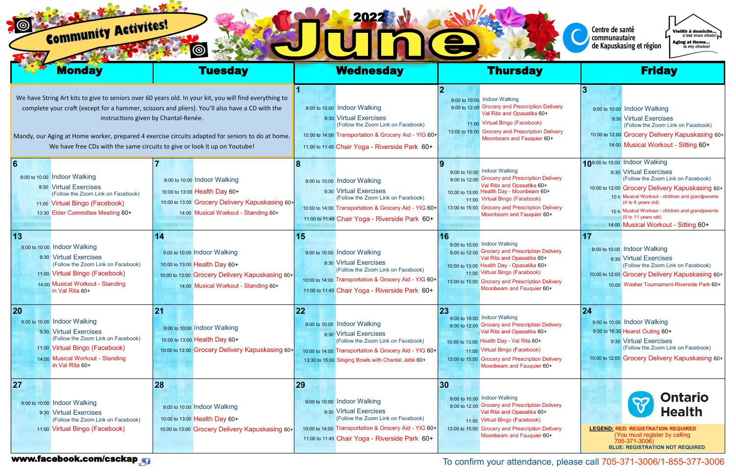# Community Activites!

# 2022 June

Centre de santé communautaire de Kapuskasing et région

Vieillir à domicile... c'est mon choix! Aging at Home... is my choice!

| Monday | Tuesday | Wednesday | Thursday | Friday |
|---|---|---|---|---|
| We have String Art kits to give to seniors over 60 years old. In your kit, you will find everything to complete your craft (except for a hammer, scissors and pliers). You'll also have a CD with the instructions given by Chantal-Renée.<br><br>Mandy, our Aging at Home worker, prepared 4 exercise circuits adapted for seniors to do at home. We have free CDs with the same circuits to give or look it up on Youtube! | | **1**<br>9:00 to 10:00 Indoor Walking<br>9:30 Virtual Exercises (Follow the Zoom Link on Facebook)<br>10:00 to 14:00 Transportation & Grocery Aid - YIG 60+<br>11:00 to 11:45 Chair Yoga - Riverside Park 60+ | **2**<br>9:00 to 10:00 Indoor Walking<br>9:00 to 12:00 Grocery and Prescription Delivery Val Rita and Opasatika 60+<br>11:00 Virtual Bingo (Facebook)<br>13:00 to 15:00 Grocery and Prescription Delivery Moonbeam and Fauquier 60+ | **3**<br>9:00 to 10:00 Indoor Walking<br>9:30 Virtual Exercises (Follow the Zoom Link on Facebook)<br>10:00 to 12:00 Grocery Delivery Kapuskasing 60+<br>14:00 Musical Workout - Sitting 60+ |
| **6**<br>9:00 to 10:00 Indoor Walking<br>9:30 Virtual Exercises (Follow the Zoom Link on Facebook)<br>11:00 Virtual Bingo (Facebook)<br>13:30 Elder Committee Meeting 60+ | **7**<br>9:00 to 10:00 Indoor Walking<br>10:00 to 13:00 Health Day 60+<br>10:00 to 13:00 Grocery Delivery Kapuskasing 60+<br>14:00 Musical Workout - Standing 60+ | **8**<br>9:00 to 10:00 Indoor Walking<br>9:30 Virtual Exercises (Follow the Zoom Link on Facebook)<br>10:00 to 14:00 Transportation & Grocery Aid - YIG 60+<br>11:00 to 11:45 Chair Yoga - Riverside Park 60+ | **9**<br>9:00 to 10:00 Indoor Walking<br>9:00 to 12:00 Grocery and Prescription Delivery Val Rita and Opasatika 60+<br>10:00 to 13:00 Health Day - Moonbeam 60+<br>11:00 Virtual Bingo (Facebook)<br>13:00 to 15:00 Grocery and Prescription Delivery Moonbeam and Fauquier 60+ | **10**<br>9:00 to 10:00 Indoor Walking<br>9:30 Virtual Exercises (Follow the Zoom Link on Facebook)<br>10:00 to 12:00 Grocery Delivery Kapuskasing 60+<br>10 h Musical Workout - children and grandparents (4 to 8 years old)<br>10 h Musical Workout - children and grandparents (9 to 11 years old)<br>14:00 Musical Workout - Sitting 60+ |
| **13**<br>9:00 to 10:00 Indoor Walking<br>9:30 Virtual Exercises (Follow the Zoom Link on Facebook)<br>11:00 Virtual Bingo (Facebook)<br>14:00 Musical Workout - Standing in Val Rita 60+ | **14**<br>9:00 to 10:00 Indoor Walking<br>10:00 to 13:00 Health Day 60+<br>10:00 to 13:00 Grocery Delivery Kapuskasing 60+<br>14:00 Musical Workout - Standing 60+ | **15**<br>9:00 to 10:00 Indoor Walking<br>9:30 Virtual Exercises (Follow the Zoom Link on Facebook)<br>10:00 to 14:00 Transportation & Grocery Aid - YIG 60+<br>11:00 to 11:45 Chair Yoga - Riverside Park 60+ | **16**<br>9:00 to 10:00 Indoor Walking<br>9:00 to 12:00 Grocery and Prescription Delivery Val Rita and Opasatika 60+<br>10:00 to 13:00 Health Day - Opasatika 60+<br>11:00 Virtual Bingo (Facebook)<br>13:00 to 15:00 Grocery and Prescription Delivery Moonbeam and Fauquier 60+ | **17**<br>9:00 to 10:00 Indoor Walking<br>9:30 Virtual Exercises (Follow the Zoom Link on Facebook)<br>10:00 to 12:00 Grocery Delivery Kapuskasing 60+<br>10:00 Washer Tournament-Riverside Park 60+ |
| **20**<br>9:00 to 10:00 Indoor Walking<br>9:30 Virtual Exercises (Follow the Zoom Link on Facebook)<br>11:00 Virtual Bingo (Facebook)<br>14:00 Musical Workout - Standing in Val Rita 60+ | **21**<br>9:00 to 10:00 Indoor Walking<br>10:00 to 13:00 Health Day 60+<br>10:00 to 13:00 Grocery Delivery Kapuskasing 60+ | **22**<br>9:00 to 10:00 Indoor Walking<br>9:30 Virtual Exercises (Follow the Zoom Link on Facebook)<br>10:00 to 14:00 Transportation & Grocery Aid - YIG 60+<br>13:30 to 15:00 Singing Bowls with Chantal Jetté 60+ | **23**<br>9:00 to 10:00 Indoor Walking<br>9:00 to 12:00 Grocery and Prescription Delivery Val Rita and Opasatika 60+<br>10:00 to 13:00 Health Day - Val Rita 60+<br>11:00 Virtual Bingo (Facebook)<br>13:00 to 15:00 Grocery and Prescription Delivery Moonbeam and Fauquier 60+ | **24**<br>9:00 to 10:00 Indoor Walking<br>9:30 to 16:30 Hearst Outing 60+<br>9:30 Virtual Exercises (Follow the Zoom Link on Facebook)<br>10:00 to 12:00 Grocery Delivery Kapuskasing 60+ |
| **27**<br>9:00 to 10:00 Indoor Walking<br>9:30 Virtual Exercises (Follow the Zoom Link on Facebook)<br>11:00 Virtual Bingo (Facebook) | **28**<br>9:00 to 10:00 Indoor Walking<br>10:00 to 13:00 Health Day 60+<br>10:00 to 13:00 Grocery Delivery Kapuskasing 60+ | **29**<br>9:00 to 10:00 Indoor Walking<br>9:30 Virtual Exercises (Follow the Zoom Link on Facebook)<br>10:00 to 14:00 Transportation & Grocery Aid - YIG 60+<br>11:00 to 11:45 Chair Yoga - Riverside Park 60+ | **30**<br>9:00 to 10:00 Indoor Walking<br>9:00 to 12:00 Grocery and Prescription Delivery Val Rita and Opasatika 60+<br>11:00 Virtual Bingo (Facebook)<br>13:00 to 15:00 Grocery and Prescription Delivery Moonbeam and Fauquier 60+ | Ontario Health<br><br>**LEGEND:** RED: REGISTRATION REQUIRED (You must register by calling 705-371-3006)<br>BLUE: REGISTRATION NOT REQUIRED |

**www.facebook.com/csckap**

To confirm your attendance, please call 705-371-3006/1-855-377-3006